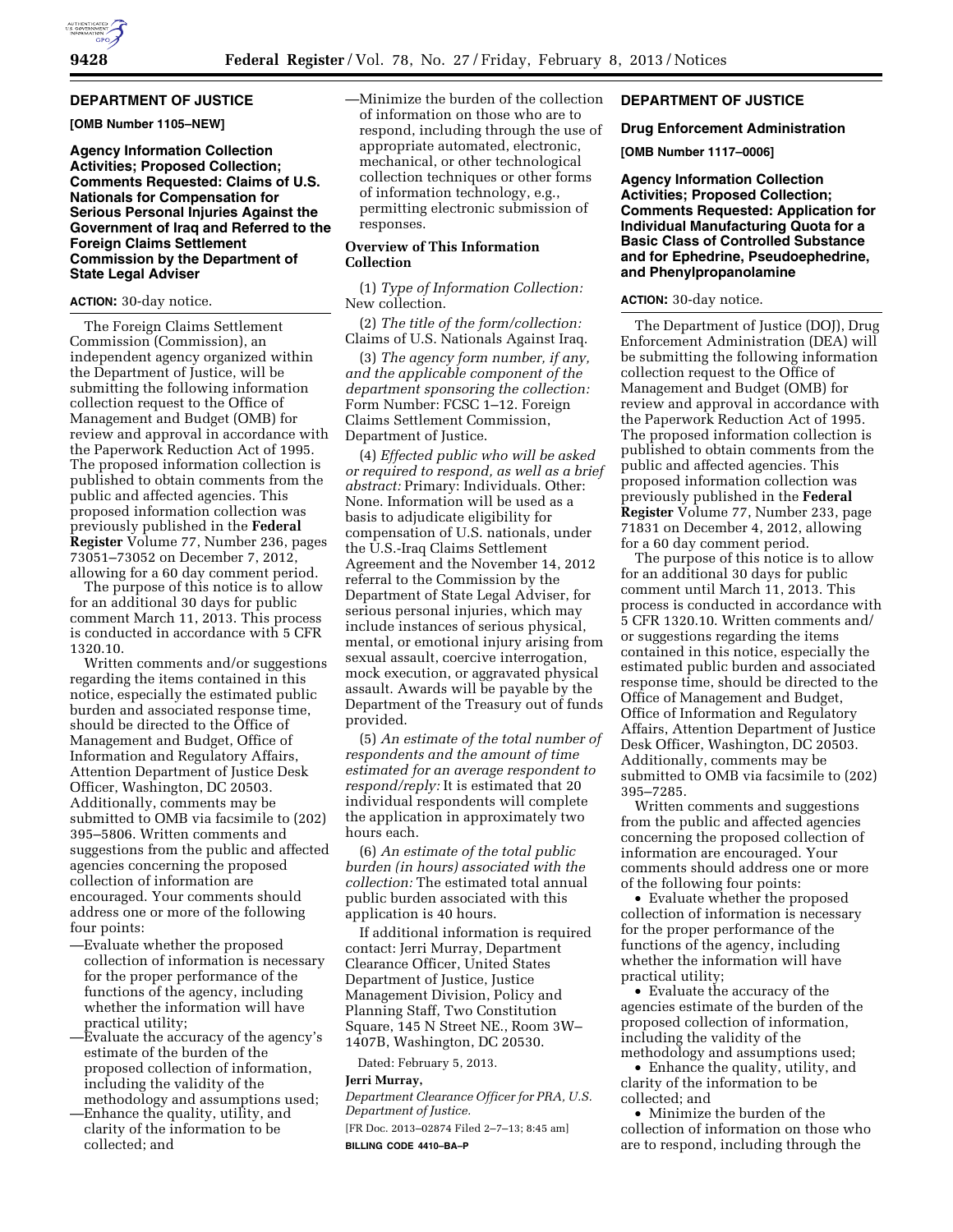## DEPARTMENT OF JUSTICE

**[OMB Number 1105–NEW]**

### Agency Information Collection Activities; Proposed Collection; Comments Requested: Claims of U.S. Nationals for Compensation for Serious Personal Injuries Against the Government of Iraq and Referred to the Foreign Claims Settlement Commission by the Department of State Legal Adviser

**ACTION:** 30-day notice.

The Foreign Claims Settlement Commission (Commission), an independent agency organized within the Department of Justice, will be submitting the following information collection request to the Office of Management and Budget (OMB) for review and approval in accordance with the Paperwork Reduction Act of 1995. The proposed information collection is published to obtain comments from the public and affected agencies. This proposed information collection was previously published in the **Federal Register** Volume 77, Number 236, pages 73051–73052 on December 7, 2012, allowing for a 60 day comment period.

The purpose of this notice is to allow for an additional 30 days for public comment March 11, 2013. This process is conducted in accordance with 5 CFR 1320.10.

Written comments and/or suggestions regarding the items contained in this notice, especially the estimated public burden and associated response time, should be directed to the Office of Management and Budget, Office of Information and Regulatory Affairs, Attention Department of Justice Desk Officer, Washington, DC 20503. Additionally, comments may be submitted to OMB via facsimile to (202) 395–5806. Written comments and suggestions from the public and affected agencies concerning the proposed collection of information are encouraged. Your comments should address one or more of the following four points:

—Evaluate whether the proposed collection of information is necessary for the proper performance of the functions of the agency, including whether the information will have practical utility;
—Evaluate the accuracy of the agency's estimate of the burden of the proposed collection of information, including the validity of the methodology and assumptions used;
—Enhance the quality, utility, and clarity of the information to be collected; and
—Minimize the burden of the collection of information on those who are to respond, including through the use of appropriate automated, electronic, mechanical, or other technological collection techniques or other forms of information technology, e.g., permitting electronic submission of responses.

**Overview of This Information Collection**

(1) *Type of Information Collection:* New collection.

(2) *The title of the form/collection:* Claims of U.S. Nationals Against Iraq.

(3) *The agency form number, if any, and the applicable component of the department sponsoring the collection:* Form Number: FCSC 1–12. Foreign Claims Settlement Commission, Department of Justice.

(4) *Effected public who will be asked or required to respond, as well as a brief abstract:* Primary: Individuals. Other: None. Information will be used as a basis to adjudicate eligibility for compensation of U.S. nationals, under the U.S.-Iraq Claims Settlement Agreement and the November 14, 2012 referral to the Commission by the Department of State Legal Adviser, for serious personal injuries, which may include instances of serious physical, mental, or emotional injury arising from sexual assault, coercive interrogation, mock execution, or aggravated physical assault. Awards will be payable by the Department of the Treasury out of funds provided.

(5) *An estimate of the total number of respondents and the amount of time estimated for an average respondent to respond/reply:* It is estimated that 20 individual respondents will complete the application in approximately two hours each.

(6) *An estimate of the total public burden (in hours) associated with the collection:* The estimated total annual public burden associated with this application is 40 hours.

If additional information is required contact: Jerri Murray, Department Clearance Officer, United States Department of Justice, Justice Management Division, Policy and Planning Staff, Two Constitution Square, 145 N Street NE., Room 3W–1407B, Washington, DC 20530.

Dated: February 5, 2013.

**Jerri Murray,**

*Department Clearance Officer for PRA, U.S. Department of Justice.*

[FR Doc. 2013–02874 Filed 2–7–13; 8:45 am]

**BILLING CODE 4410–BA–P**

## DEPARTMENT OF JUSTICE

**Drug Enforcement Administration**

**[OMB Number 1117–0006]**

### Agency Information Collection Activities; Proposed Collection; Comments Requested: Application for Individual Manufacturing Quota for a Basic Class of Controlled Substance and for Ephedrine, Pseudoephedrine, and Phenylpropanolamine

**ACTION:** 30-day notice.

The Department of Justice (DOJ), Drug Enforcement Administration (DEA) will be submitting the following information collection request to the Office of Management and Budget (OMB) for review and approval in accordance with the Paperwork Reduction Act of 1995. The proposed information collection is published to obtain comments from the public and affected agencies. This proposed information collection was previously published in the **Federal Register** Volume 77, Number 233, page 71831 on December 4, 2012, allowing for a 60 day comment period.

The purpose of this notice is to allow for an additional 30 days for public comment until March 11, 2013. This process is conducted in accordance with 5 CFR 1320.10. Written comments and/or suggestions regarding the items contained in this notice, especially the estimated public burden and associated response time, should be directed to the Office of Management and Budget, Office of Information and Regulatory Affairs, Attention Department of Justice Desk Officer, Washington, DC 20503. Additionally, comments may be submitted to OMB via facsimile to (202) 395–7285.

Written comments and suggestions from the public and affected agencies concerning the proposed collection of information are encouraged. Your comments should address one or more of the following four points:

- Evaluate whether the proposed collection of information is necessary for the proper performance of the functions of the agency, including whether the information will have practical utility;
- Evaluate the accuracy of the agencies estimate of the burden of the proposed collection of information, including the validity of the methodology and assumptions used;
- Enhance the quality, utility, and clarity of the information to be collected; and
- Minimize the burden of the collection of information on those who are to respond, including through the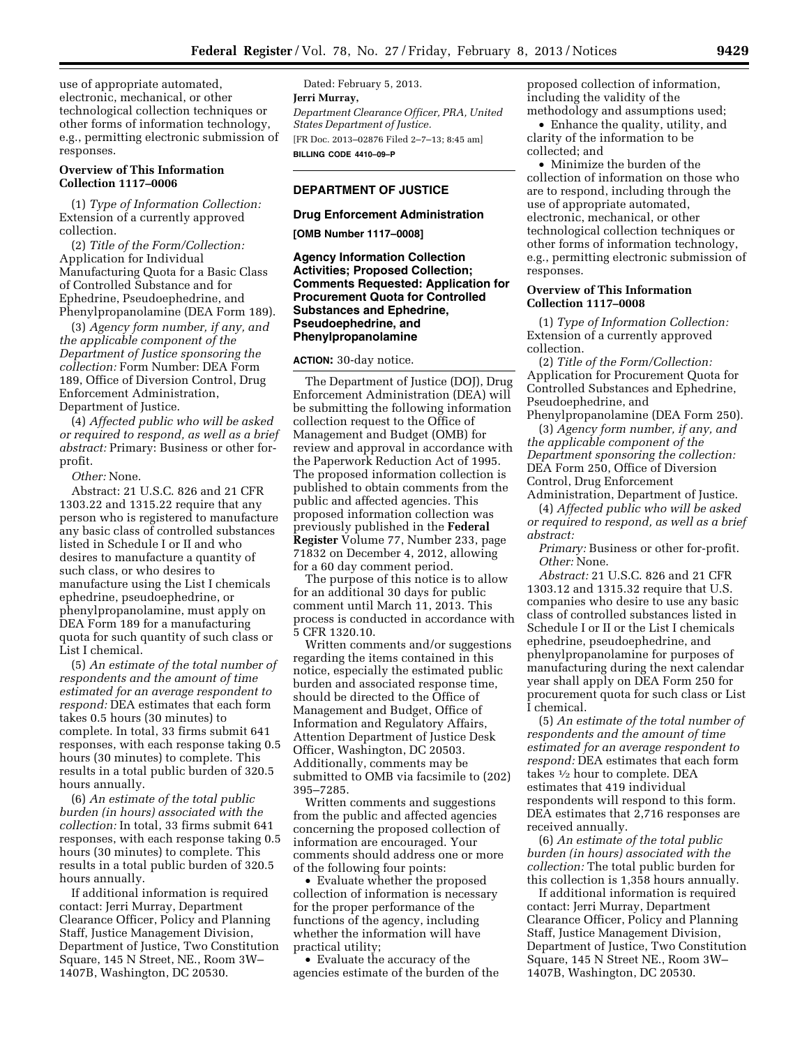use of appropriate automated, electronic, mechanical, or other technological collection techniques or other forms of information technology, e.g., permitting electronic submission of responses.

**Overview of This Information Collection 1117–0006**

(1) *Type of Information Collection:* Extension of a currently approved collection.

(2) *Title of the Form/Collection:* Application for Individual Manufacturing Quota for a Basic Class of Controlled Substance and for Ephedrine, Pseudoephedrine, and Phenylpropanolamine (DEA Form 189).

(3) *Agency form number, if any, and the applicable component of the Department of Justice sponsoring the collection:* Form Number: DEA Form 189, Office of Diversion Control, Drug Enforcement Administration, Department of Justice.

(4) *Affected public who will be asked or required to respond, as well as a brief abstract:* Primary: Business or other for-profit.

*Other:* None.

Abstract: 21 U.S.C. 826 and 21 CFR 1303.22 and 1315.22 require that any person who is registered to manufacture any basic class of controlled substances listed in Schedule I or II and who desires to manufacture a quantity of such class, or who desires to manufacture using the List I chemicals ephedrine, pseudoephedrine, or phenylpropanolamine, must apply on DEA Form 189 for a manufacturing quota for such quantity of such class or List I chemical.

(5) *An estimate of the total number of respondents and the amount of time estimated for an average respondent to respond:* DEA estimates that each form takes 0.5 hours (30 minutes) to complete. In total, 33 firms submit 641 responses, with each response taking 0.5 hours (30 minutes) to complete. This results in a total public burden of 320.5 hours annually.

(6) *An estimate of the total public burden (in hours) associated with the collection:* In total, 33 firms submit 641 responses, with each response taking 0.5 hours (30 minutes) to complete. This results in a total public burden of 320.5 hours annually.

If additional information is required contact: Jerri Murray, Department Clearance Officer, Policy and Planning Staff, Justice Management Division, Department of Justice, Two Constitution Square, 145 N Street, NE., Room 3W–1407B, Washington, DC 20530.

Dated: February 5, 2013.

**Jerri Murray,**

*Department Clearance Officer, PRA, United States Department of Justice.*

[FR Doc. 2013–02876 Filed 2–7–13; 8:45 am]

**BILLING CODE 4410–09–P**

## DEPARTMENT OF JUSTICE

### Drug Enforcement Administration

**[OMB Number 1117–0008]**

### Agency Information Collection Activities; Proposed Collection; Comments Requested: Application for Procurement Quota for Controlled Substances and Ephedrine, Pseudoephedrine, and Phenylpropanolamine

**ACTION:** 30-day notice.

The Department of Justice (DOJ), Drug Enforcement Administration (DEA) will be submitting the following information collection request to the Office of Management and Budget (OMB) for review and approval in accordance with the Paperwork Reduction Act of 1995. The proposed information collection is published to obtain comments from the public and affected agencies. This proposed information collection was previously published in the **Federal Register** Volume 77, Number 233, page 71832 on December 4, 2012, allowing for a 60 day comment period.

The purpose of this notice is to allow for an additional 30 days for public comment until March 11, 2013. This process is conducted in accordance with 5 CFR 1320.10.

Written comments and/or suggestions regarding the items contained in this notice, especially the estimated public burden and associated response time, should be directed to the Office of Management and Budget, Office of Information and Regulatory Affairs, Attention Department of Justice Desk Officer, Washington, DC 20503. Additionally, comments may be submitted to OMB via facsimile to (202) 395–7285.

Written comments and suggestions from the public and affected agencies concerning the proposed collection of information are encouraged. Your comments should address one or more of the following four points:

- Evaluate whether the proposed collection of information is necessary for the proper performance of the functions of the agency, including whether the information will have practical utility;
- Evaluate the accuracy of the agencies estimate of the burden of the proposed collection of information, including the validity of the methodology and assumptions used;
- Enhance the quality, utility, and clarity of the information to be collected; and
- Minimize the burden of the collection of information on those who are to respond, including through the use of appropriate automated, electronic, mechanical, or other technological collection techniques or other forms of information technology, e.g., permitting electronic submission of responses.

**Overview of This Information Collection 1117–0008**

(1) *Type of Information Collection:* Extension of a currently approved collection.

(2) *Title of the Form/Collection:* Application for Procurement Quota for Controlled Substances and Ephedrine, Pseudoephedrine, and Phenylpropanolamine (DEA Form 250).

(3) *Agency form number, if any, and the applicable component of the Department sponsoring the collection:* DEA Form 250, Office of Diversion Control, Drug Enforcement Administration, Department of Justice.

(4) *Affected public who will be asked or required to respond, as well as a brief abstract:*

*Primary:* Business or other for-profit.

*Other:* None.

*Abstract:* 21 U.S.C. 826 and 21 CFR 1303.12 and 1315.32 require that U.S. companies who desire to use any basic class of controlled substances listed in Schedule I or II or the List I chemicals ephedrine, pseudoephedrine, and phenylpropanolamine for purposes of manufacturing during the next calendar year shall apply on DEA Form 250 for procurement quota for such class or List I chemical.

(5) *An estimate of the total number of respondents and the amount of time estimated for an average respondent to respond:* DEA estimates that each form takes ½ hour to complete. DEA estimates that 419 individual respondents will respond to this form. DEA estimates that 2,716 responses are received annually.

(6) *An estimate of the total public burden (in hours) associated with the collection:* The total public burden for this collection is 1,358 hours annually.

If additional information is required contact: Jerri Murray, Department Clearance Officer, Policy and Planning Staff, Justice Management Division, Department of Justice, Two Constitution Square, 145 N Street NE., Room 3W–1407B, Washington, DC 20530.